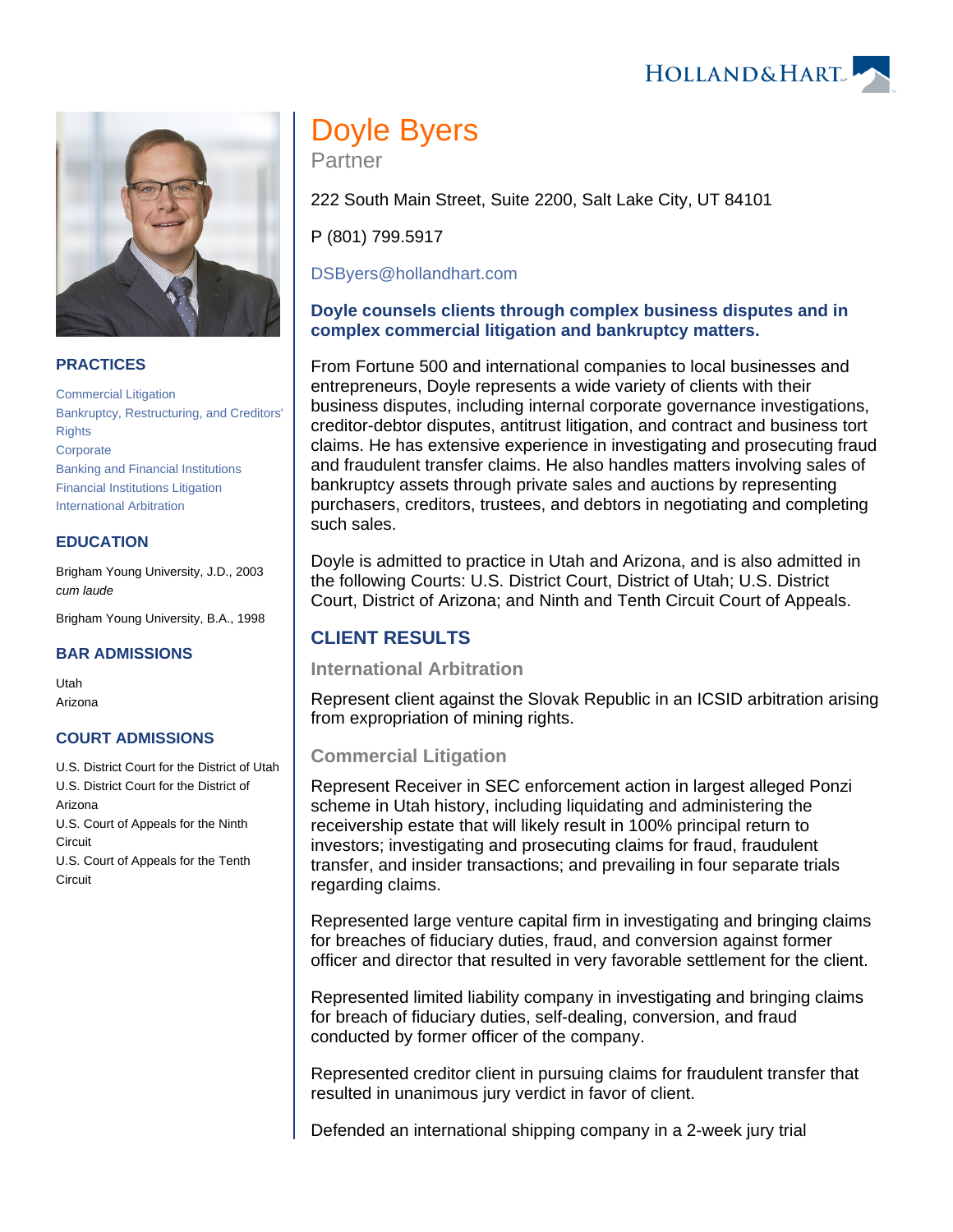# Doyle Byers

Partner

222 South Main Street, Suite 2200, Salt Lake City, UT 84101

P (801) 799.5917

DSByers@hollandhart.com

**Doyle counsels clients through complex business disputes and in complex commercial litigation and bankruptcy matters.**

From Fortune 500 and international companies to local businesses and entrepreneurs, Doyle represents a wide variety of clients with their business disputes, including internal corporate governance investigations, creditor-debtor disputes, antitrust litigation, and contract and business tort claims. He has extensive experience in investigating and prosecuting fraud and fraudulent transfer claims. He also handles matters involving sales of bankruptcy assets through private sales and auctions by representing purchasers, creditors, trustees, and debtors in negotiating and completing such sales.

Doyle is admitted to practice in Utah and Arizona, and is also admitted in the following Courts: U.S. District Court, District of Utah; U.S. District Court, District of Arizona; and Ninth and Tenth Circuit Court of Appeals.

## PRACTICES

- Commercial Litigation
- Bankruptcy, Restructuring, and Creditors' Rights
- Corporate
- Banking and Financial Institutions
- Financial Institutions Litigation
- International Arbitration

## EDUCATION

Brigham Young University, J.D., 2003
*cum laude*

Brigham Young University, B.A., 1998

## BAR ADMISSIONS

Utah
Arizona

## COURT ADMISSIONS

U.S. District Court for the District of Utah
U.S. District Court for the District of Arizona
U.S. Court of Appeals for the Ninth Circuit
U.S. Court of Appeals for the Tenth Circuit

## CLIENT RESULTS

### International Arbitration

Represent client against the Slovak Republic in an ICSID arbitration arising from expropriation of mining rights.

### Commercial Litigation

Represent Receiver in SEC enforcement action in largest alleged Ponzi scheme in Utah history, including liquidating and administering the receivership estate that will likely result in 100% principal return to investors; investigating and prosecuting claims for fraud, fraudulent transfer, and insider transactions; and prevailing in four separate trials regarding claims.

Represented large venture capital firm in investigating and bringing claims for breaches of fiduciary duties, fraud, and conversion against former officer and director that resulted in very favorable settlement for the client.

Represented limited liability company in investigating and bringing claims for breach of fiduciary duties, self-dealing, conversion, and fraud conducted by former officer of the company.

Represented creditor client in pursuing claims for fraudulent transfer that resulted in unanimous jury verdict in favor of client.

Defended an international shipping company in a 2-week jury trial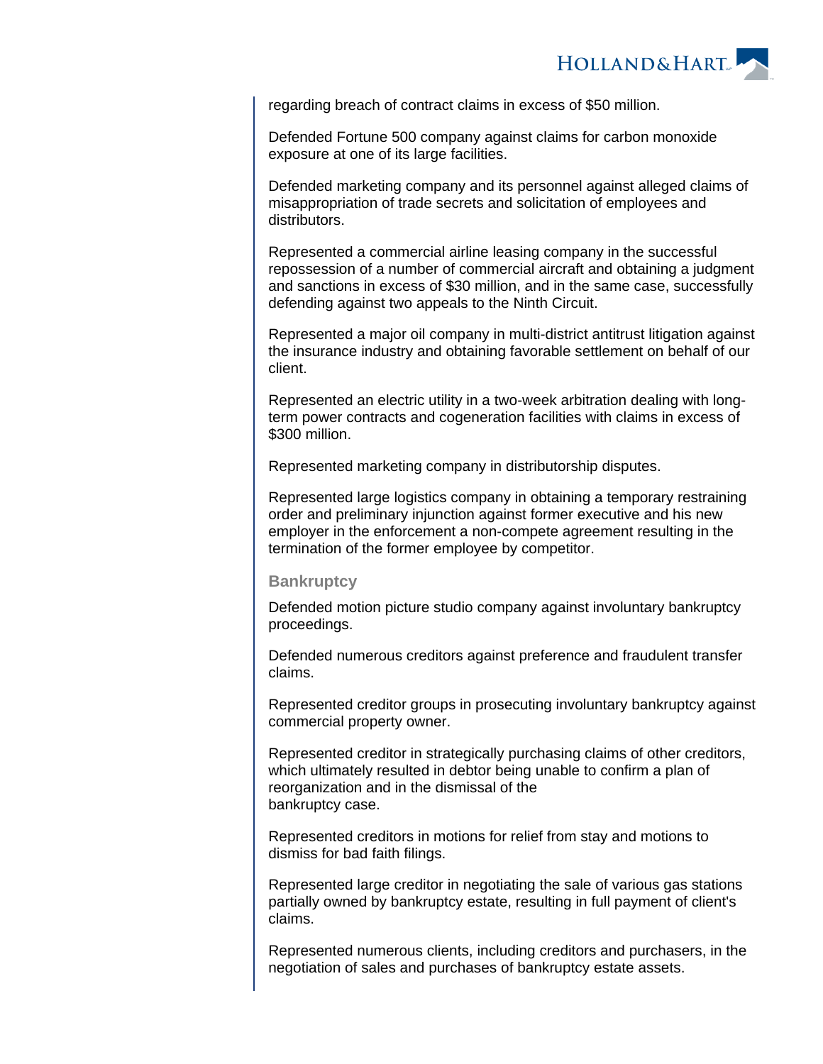regarding breach of contract claims in excess of $50 million.

Defended Fortune 500 company against claims for carbon monoxide exposure at one of its large facilities.

Defended marketing company and its personnel against alleged claims of misappropriation of trade secrets and solicitation of employees and distributors.

Represented a commercial airline leasing company in the successful repossession of a number of commercial aircraft and obtaining a judgment and sanctions in excess of $30 million, and in the same case, successfully defending against two appeals to the Ninth Circuit.

Represented a major oil company in multi-district antitrust litigation against the insurance industry and obtaining favorable settlement on behalf of our client.

Represented an electric utility in a two-week arbitration dealing with long-term power contracts and cogeneration facilities with claims in excess of $300 million.

Represented marketing company in distributorship disputes.

Represented large logistics company in obtaining a temporary restraining order and preliminary injunction against former executive and his new employer in the enforcement a non-compete agreement resulting in the termination of the former employee by competitor.

### Bankruptcy

Defended motion picture studio company against involuntary bankruptcy proceedings.

Defended numerous creditors against preference and fraudulent transfer claims.

Represented creditor groups in prosecuting involuntary bankruptcy against commercial property owner.

Represented creditor in strategically purchasing claims of other creditors, which ultimately resulted in debtor being unable to confirm a plan of reorganization and in the dismissal of the bankruptcy case.

Represented creditors in motions for relief from stay and motions to dismiss for bad faith filings.

Represented large creditor in negotiating the sale of various gas stations partially owned by bankruptcy estate, resulting in full payment of client's claims.

Represented numerous clients, including creditors and purchasers, in the negotiation of sales and purchases of bankruptcy estate assets.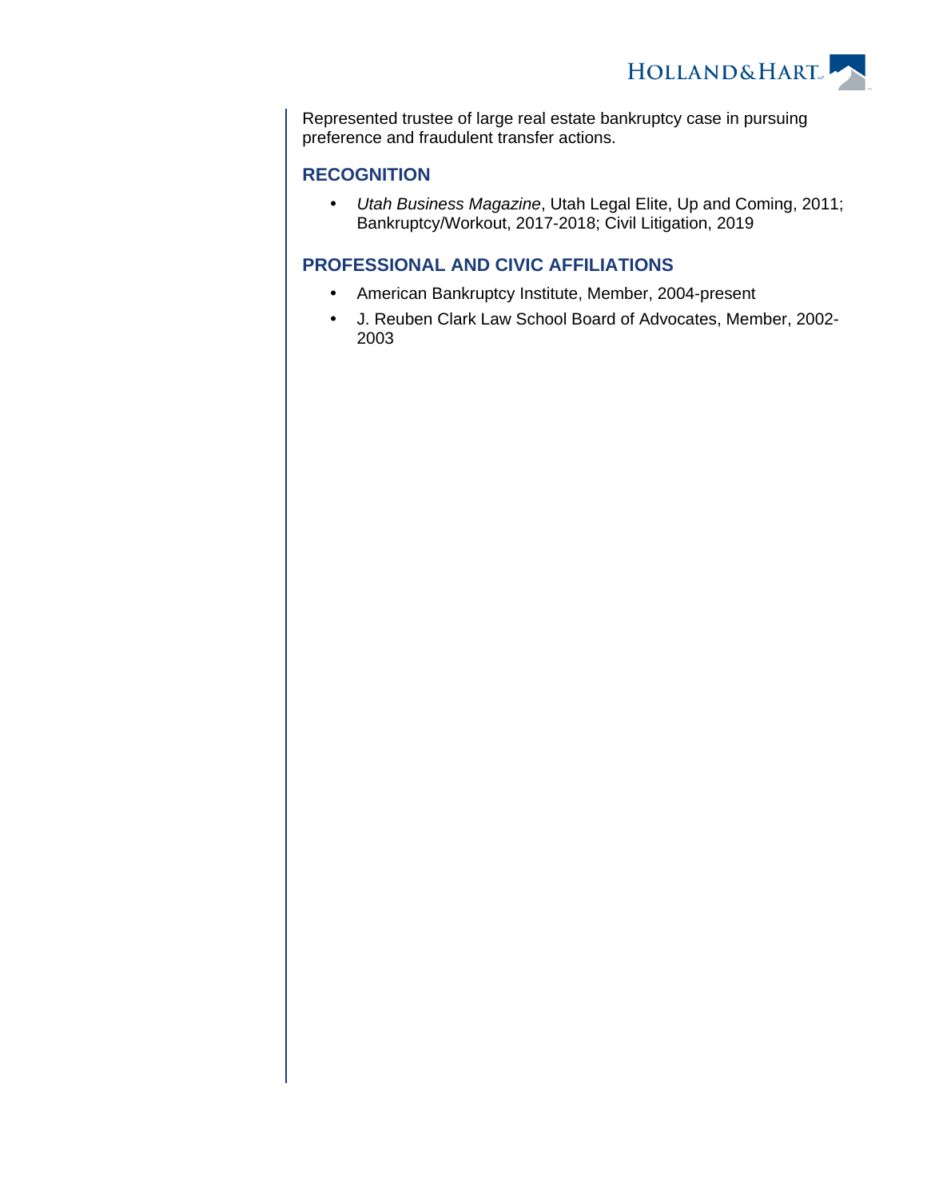Represented trustee of large real estate bankruptcy case in pursuing preference and fraudulent transfer actions.

## RECOGNITION

- *Utah Business Magazine*, Utah Legal Elite, Up and Coming, 2011; Bankruptcy/Workout, 2017-2018; Civil Litigation, 2019

## PROFESSIONAL AND CIVIC AFFILIATIONS

- American Bankruptcy Institute, Member, 2004-present
- J. Reuben Clark Law School Board of Advocates, Member, 2002-2003